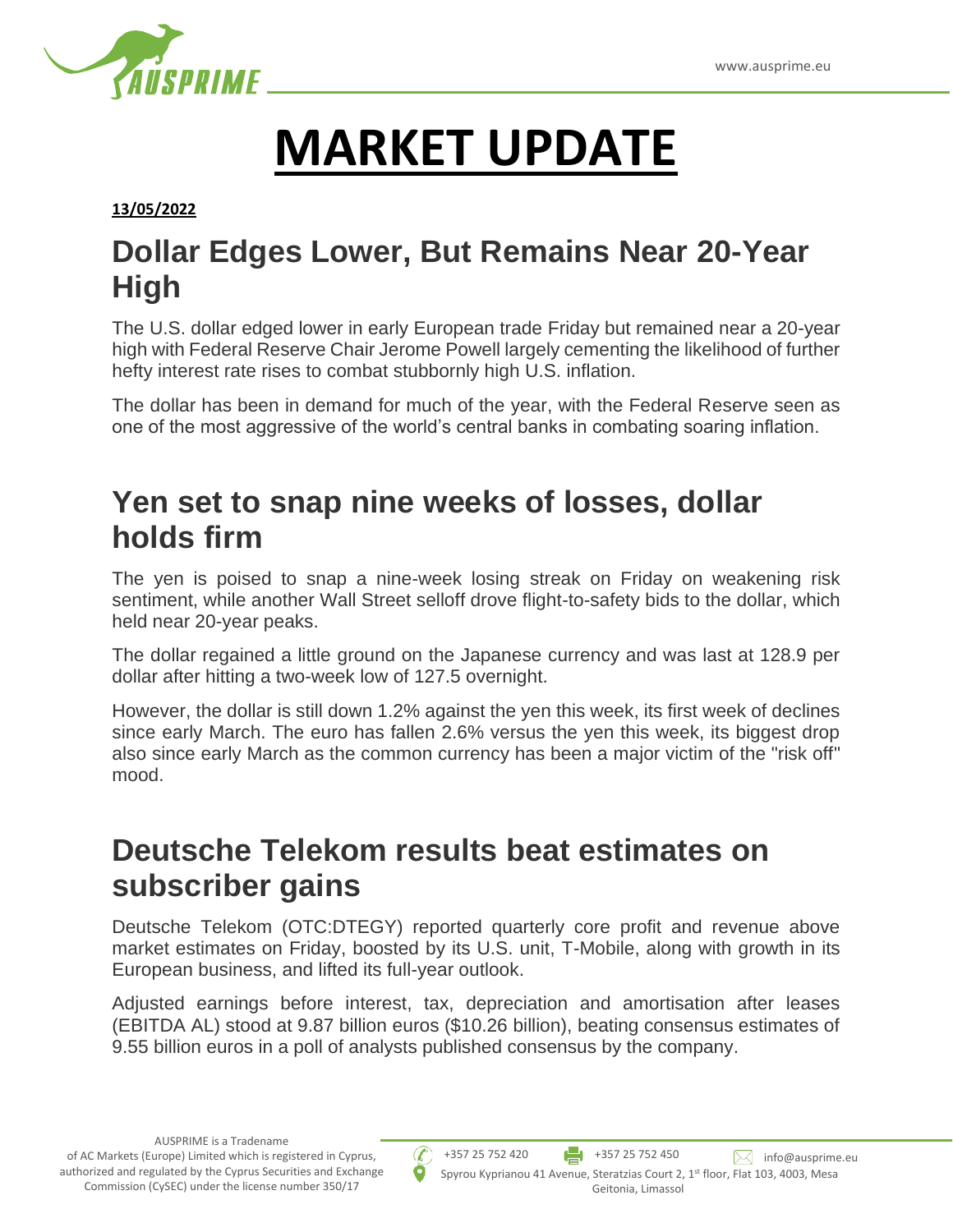# MARKET UPDATE

**13/05/2022**

## Dollar Edges Lower, But Remains Near 20-Year High

The U.S. dollar edged lower in early European trade Friday but remained near a 20-year high with Federal Reserve Chair Jerome Powell largely cementing the likelihood of further hefty interest rate rises to combat stubbornly high U.S. inflation.

The dollar has been in demand for much of the year, with the Federal Reserve seen as one of the most aggressive of the world's central banks in combating soaring inflation.

## Yen set to snap nine weeks of losses, dollar holds firm

The yen is poised to snap a nine-week losing streak on Friday on weakening risk sentiment, while another Wall Street selloff drove flight-to-safety bids to the dollar, which held near 20-year peaks.

The dollar regained a little ground on the Japanese currency and was last at 128.9 per dollar after hitting a two-week low of 127.5 overnight.

However, the dollar is still down 1.2% against the yen this week, its first week of declines since early March. The euro has fallen 2.6% versus the yen this week, its biggest drop also since early March as the common currency has been a major victim of the "risk off" mood.

## Deutsche Telekom results beat estimates on subscriber gains

Deutsche Telekom (OTC:DTEGY) reported quarterly core profit and revenue above market estimates on Friday, boosted by its U.S. unit, T-Mobile, along with growth in its European business, and lifted its full-year outlook.

Adjusted earnings before interest, tax, depreciation and amortisation after leases (EBITDA AL) stood at 9.87 billion euros ($10.26 billion), beating consensus estimates of 9.55 billion euros in a poll of analysts published consensus by the company.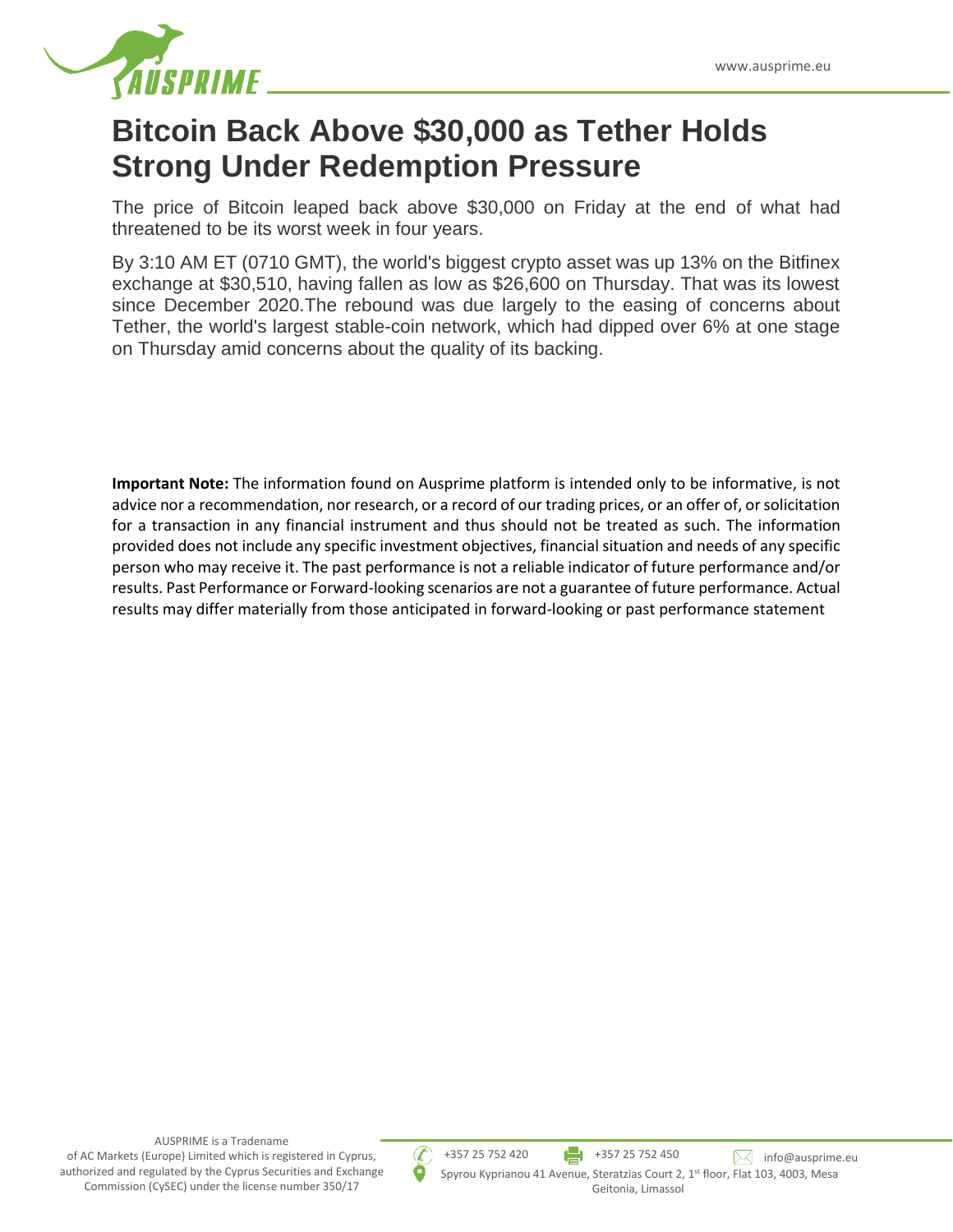# Bitcoin Back Above $30,000 as Tether Holds Strong Under Redemption Pressure

The price of Bitcoin leaped back above $30,000 on Friday at the end of what had threatened to be its worst week in four years.

By 3:10 AM ET (0710 GMT), the world's biggest crypto asset was up 13% on the Bitfinex exchange at $30,510, having fallen as low as $26,600 on Thursday. That was its lowest since December 2020.The rebound was due largely to the easing of concerns about Tether, the world's largest stable-coin network, which had dipped over 6% at one stage on Thursday amid concerns about the quality of its backing.

**Important Note:** The information found on Ausprime platform is intended only to be informative, is not advice nor a recommendation, nor research, or a record of our trading prices, or an offer of, or solicitation for a transaction in any financial instrument and thus should not be treated as such. The information provided does not include any specific investment objectives, financial situation and needs of any specific person who may receive it. The past performance is not a reliable indicator of future performance and/or results. Past Performance or Forward-looking scenarios are not a guarantee of future performance. Actual results may differ materially from those anticipated in forward-looking or past performance statement